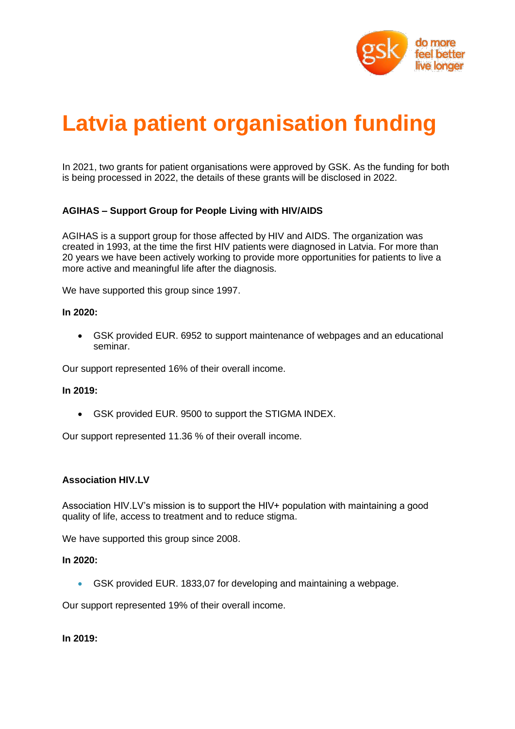# Latvia patient organisation funding

In 2021, two grants for patient organisations were approved by GSK. As the funding for both is being processed in 2022, the details of these grants will be disclosed in 2022.

### AGIHAS – Support Group for People Living with HIV/AIDS

AGIHAS is a support group for those affected by HIV and AIDS. The organization was created in 1993, at the time the first HIV patients were diagnosed in Latvia. For more than 20 years we have been actively working to provide more opportunities for patients to live a more active and meaningful life after the diagnosis.

We have supported this group since 1997.

**In 2020:**

- GSK provided EUR. 6952 to support maintenance of webpages and an educational seminar.

Our support represented 16% of their overall income.

**In 2019:**

- GSK provided EUR. 9500 to support the STIGMA INDEX.

Our support represented 11.36 % of their overall income.

### Association HIV.LV

Association HIV.LV's mission is to support the HIV+ population with maintaining a good quality of life, access to treatment and to reduce stigma.

We have supported this group since 2008.

**In 2020:**

- GSK provided EUR. 1833,07 for developing and maintaining a webpage.

Our support represented 19% of their overall income.

**In 2019:**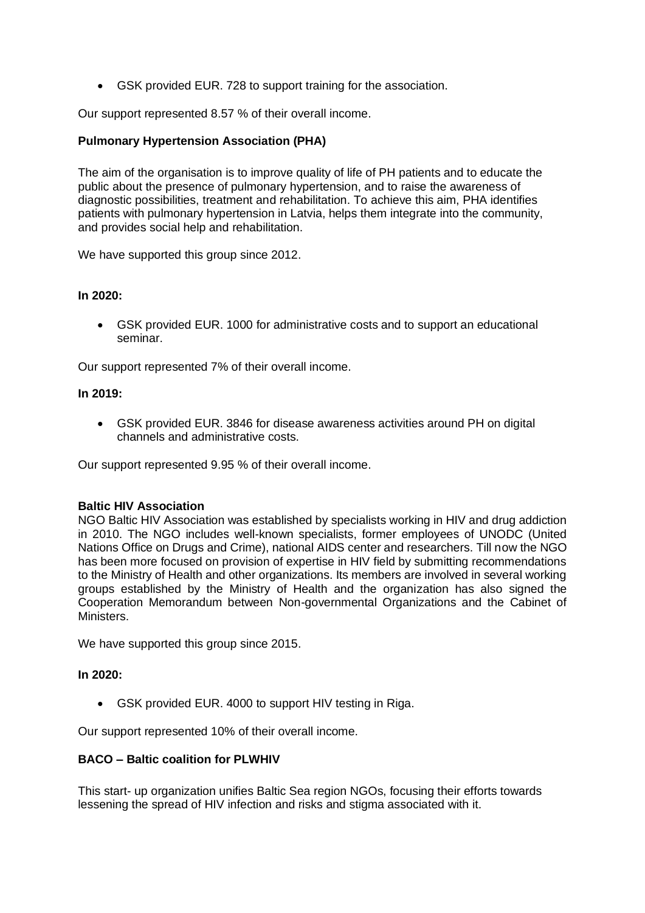- GSK provided EUR. 728 to support training for the association.

Our support represented 8.57 % of their overall income.

**Pulmonary Hypertension Association (PHA)**

The aim of the organisation is to improve quality of life of PH patients and to educate the public about the presence of pulmonary hypertension, and to raise the awareness of diagnostic possibilities, treatment and rehabilitation. To achieve this aim, PHA identifies patients with pulmonary hypertension in Latvia, helps them integrate into the community, and provides social help and rehabilitation.

We have supported this group since 2012.

**In 2020:**

- GSK provided EUR. 1000 for administrative costs and to support an educational seminar.

Our support represented 7% of their overall income.

**In 2019:**

- GSK provided EUR. 3846 for disease awareness activities around PH on digital channels and administrative costs.

Our support represented 9.95 % of their overall income.

**Baltic HIV Association**

NGO Baltic HIV Association was established by specialists working in HIV and drug addiction in 2010. The NGO includes well-known specialists, former employees of UNODC (United Nations Office on Drugs and Crime), national AIDS center and researchers. Till now the NGO has been more focused on provision of expertise in HIV field by submitting recommendations to the Ministry of Health and other organizations. Its members are involved in several working groups established by the Ministry of Health and the organization has also signed the Cooperation Memorandum between Non-governmental Organizations and the Cabinet of Ministers.

We have supported this group since 2015.

**In 2020:**

- GSK provided EUR. 4000 to support HIV testing in Riga.

Our support represented 10% of their overall income.

**BACO – Baltic coalition for PLWHIV**

This start- up organization unifies Baltic Sea region NGOs, focusing their efforts towards lessening the spread of HIV infection and risks and stigma associated with it.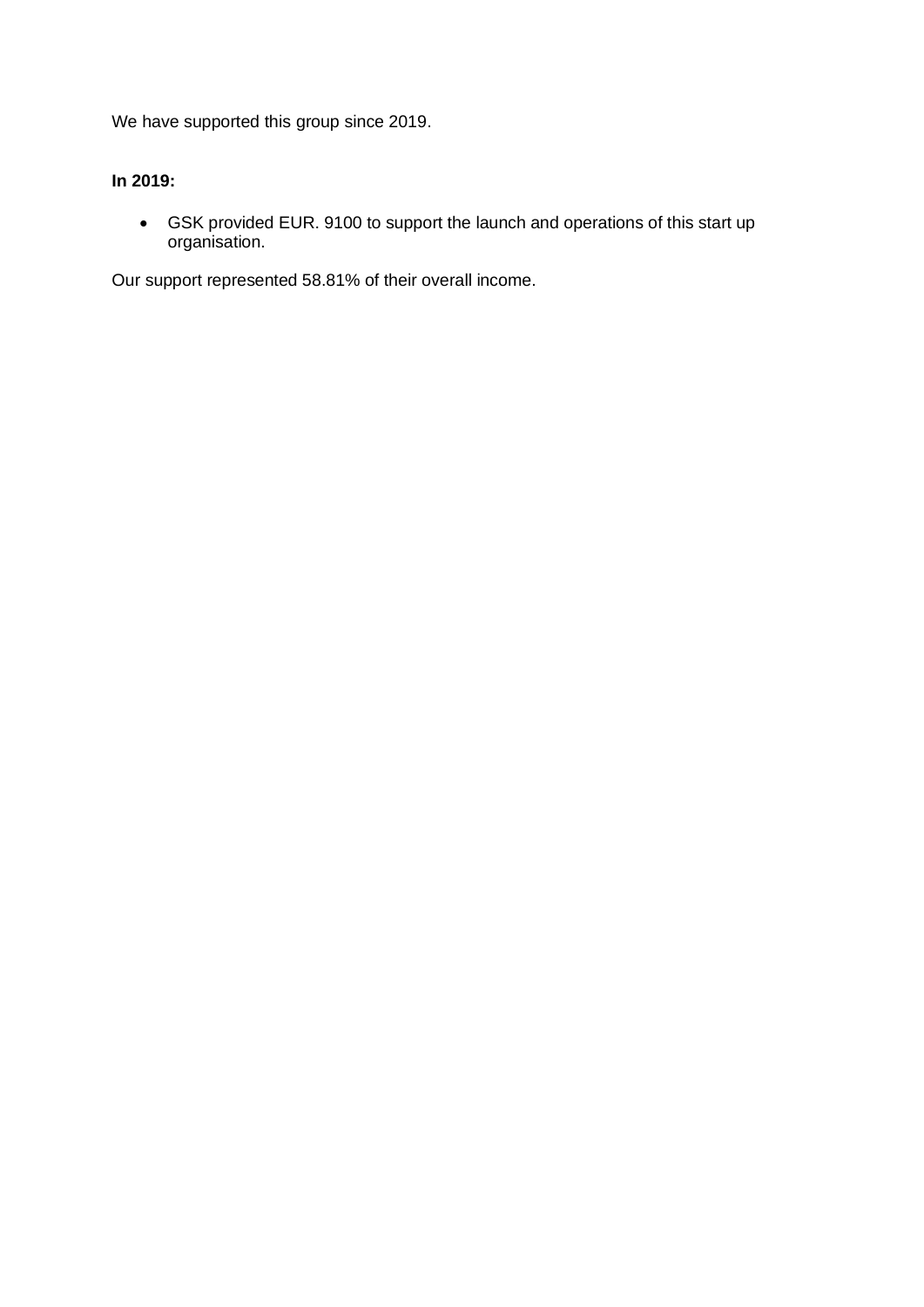We have supported this group since 2019.

**In 2019:**

- GSK provided EUR. 9100 to support the launch and operations of this start up organisation.

Our support represented 58.81% of their overall income.